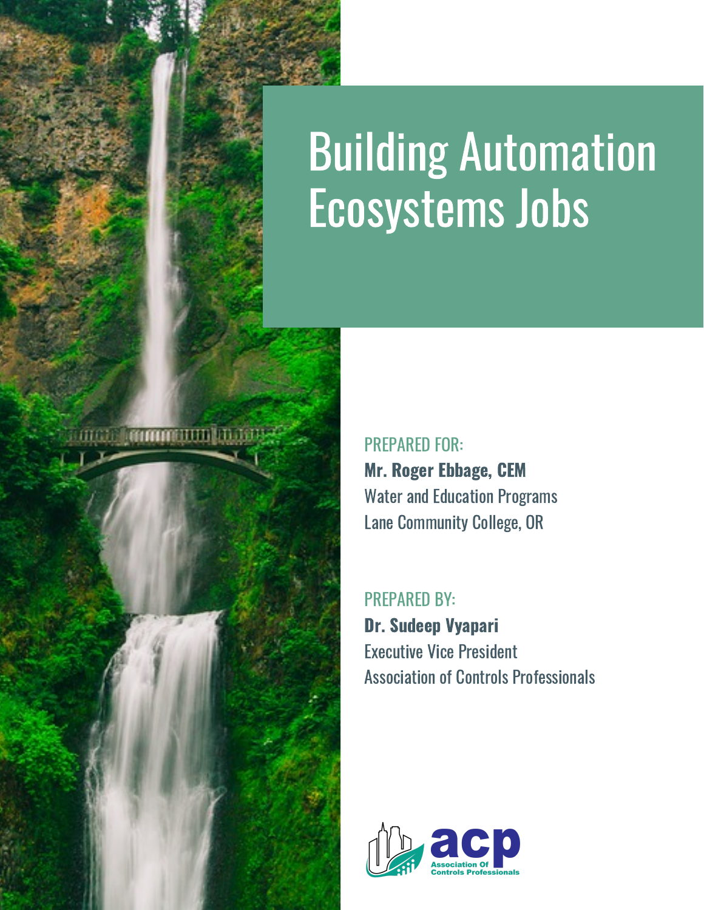# Building Automation Ecosystems Jobs

PREPARED FOR:

**Mr. Roger Ebbage, CEM**
Water and Education Programs
Lane Community College, OR

PREPARED BY:

**Dr. Sudeep Vyapari**
Executive Vice President
Association of Controls Professionals

acp
Association Of Controls Professionals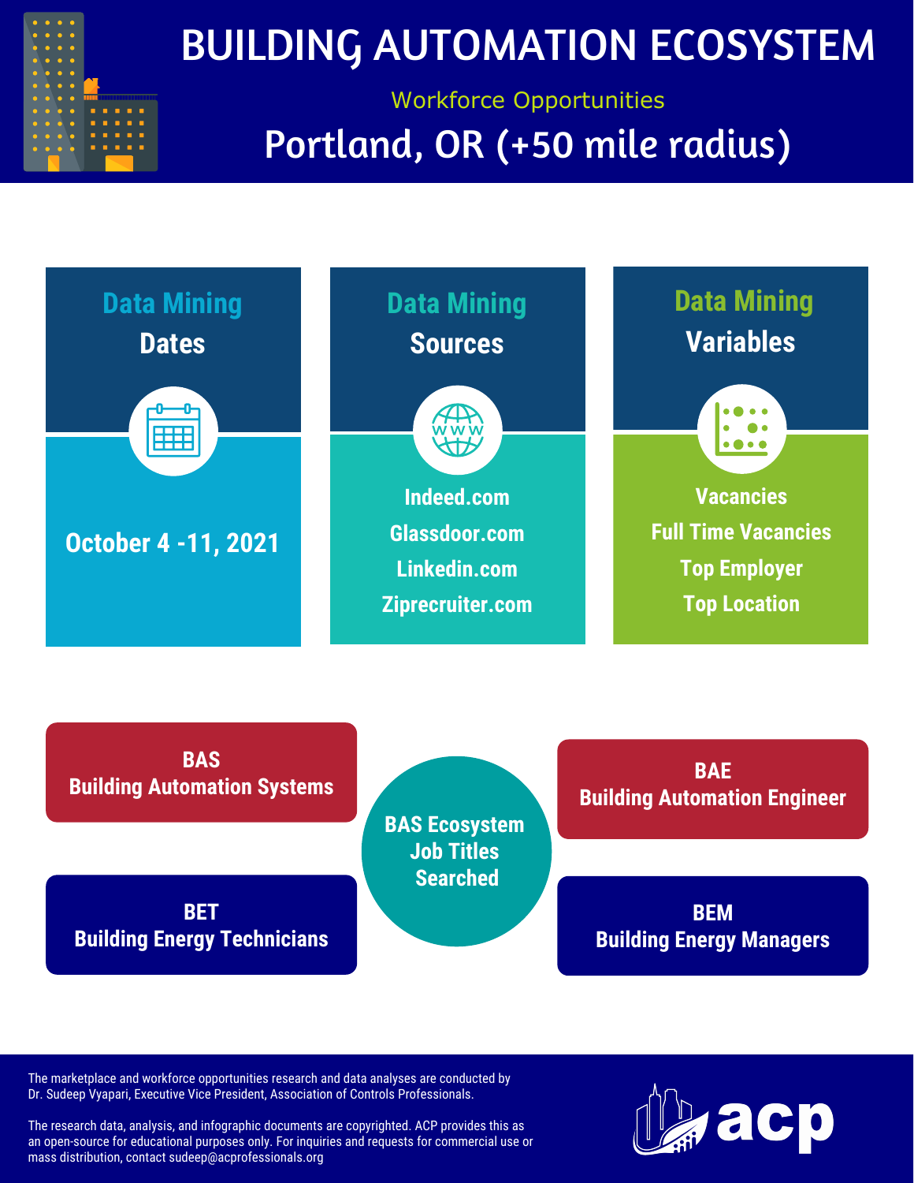# BUILDING AUTOMATION ECOSYSTEM

Workforce Opportunities

## Portland, OR (+50 mile radius)

### Data Mining Dates

October 4 -11, 2021

### Data Mining Sources

Indeed.com

Glassdoor.com

Linkedin.com

Ziprecruiter.com

### Data Mining Variables

Vacancies

Full Time Vacancies

Top Employer

Top Location

### BAS Ecosystem Job Titles Searched

**BAS**
Building Automation Systems

**BAE**
Building Automation Engineer

**BET**
Building Energy Technicians

**BEM**
Building Energy Managers

The marketplace and workforce opportunities research and data analyses are conducted by Dr. Sudeep Vyapari, Executive Vice President, Association of Controls Professionals.

The research data, analysis, and infographic documents are copyrighted. ACP provides this as an open-source for educational purposes only. For inquiries and requests for commercial use or mass distribution, contact sudeep@acprofessionals.org

acp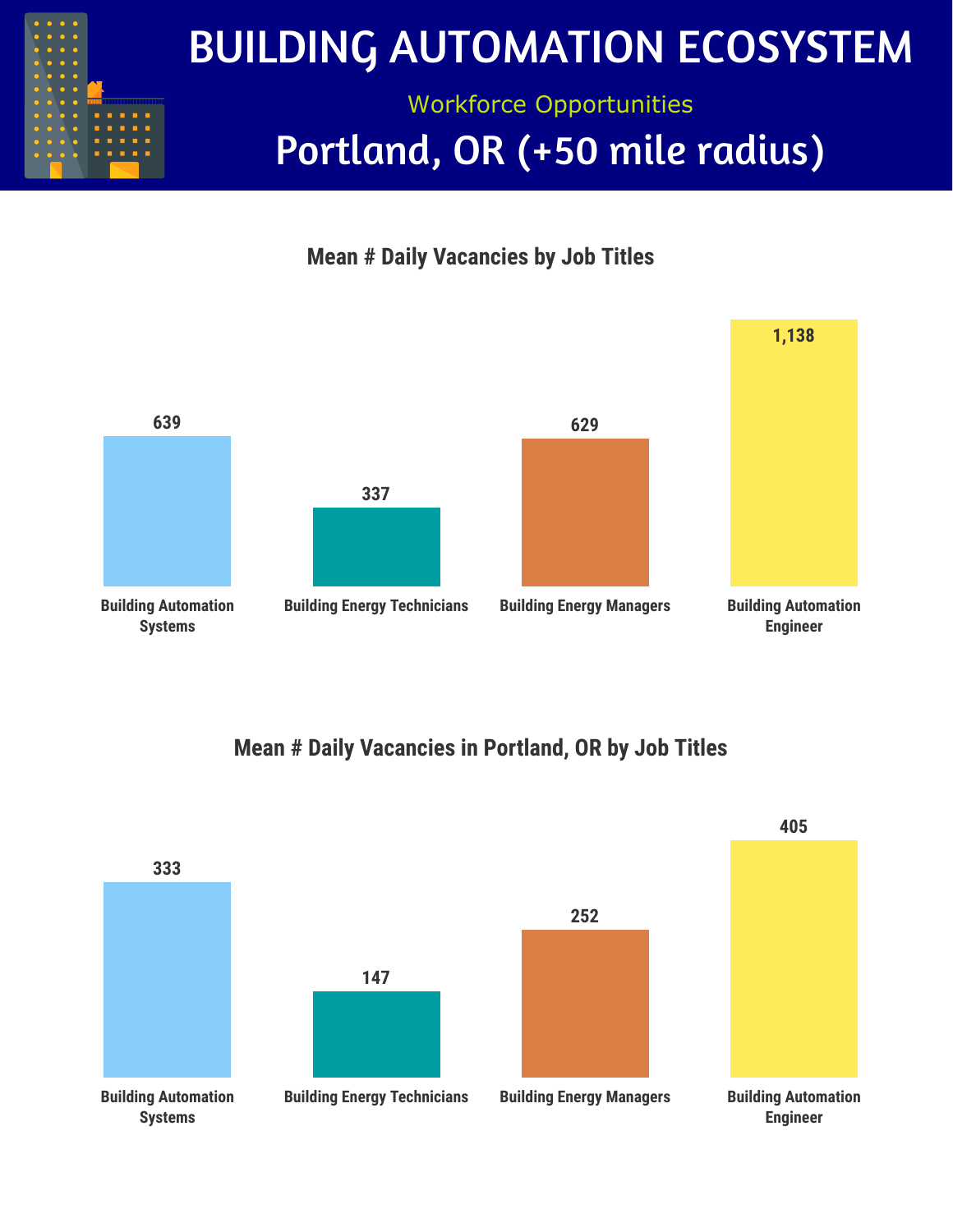# BUILDING AUTOMATION ECOSYSTEM

Workforce Opportunities

## Portland, OR (+50 mile radius)

### Mean # Daily Vacancies by Job Titles

| Job Title | Mean # Daily Vacancies |
| --- | --- |
| Building Automation Systems | 639 |
| Building Energy Technicians | 337 |
| Building Energy Managers | 629 |
| Building Automation Engineer | 1,138 |

### Mean # Daily Vacancies in Portland, OR by Job Titles

| Job Title | Mean # Daily Vacancies |
| --- | --- |
| Building Automation Systems | 333 |
| Building Energy Technicians | 147 |
| Building Energy Managers | 252 |
| Building Automation Engineer | 405 |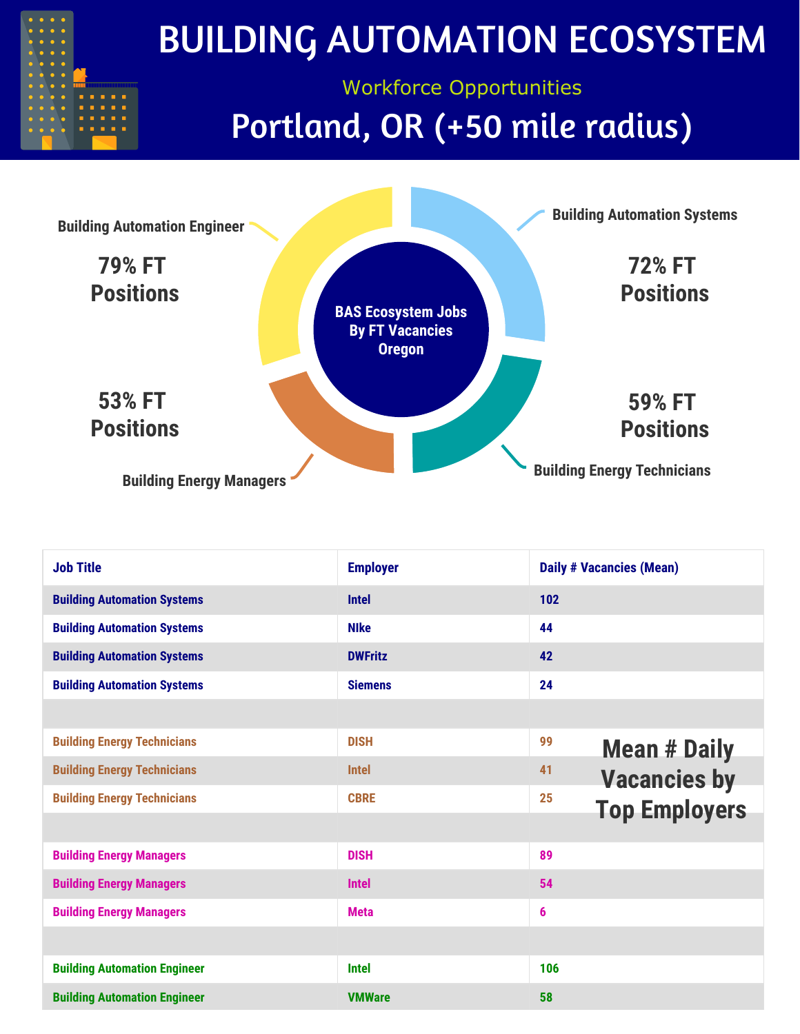# BUILDING AUTOMATION ECOSYSTEM

Workforce Opportunities

## Portland, OR (+50 mile radius)

**BAS Ecosystem Jobs By FT Vacancies Oregon**

**Building Automation Engineer**
**79% FT Positions**

**Building Automation Systems**
**72% FT Positions**

**Building Energy Managers**
**53% FT Positions**

**Building Energy Technicians**
**59% FT Positions**

### Mean # Daily Vacancies by Top Employers

| Job Title | Employer | Daily # Vacancies (Mean) |
|---|---|---|
| Building Automation Systems | Intel | 102 |
| Building Automation Systems | NIke | 44 |
| Building Automation Systems | DWFritz | 42 |
| Building Automation Systems | Siemens | 24 |
| | | |
| Building Energy Technicians | DISH | 99 |
| Building Energy Technicians | Intel | 41 |
| Building Energy Technicians | CBRE | 25 |
| | | |
| Building Energy Managers | DISH | 89 |
| Building Energy Managers | Intel | 54 |
| Building Energy Managers | Meta | 6 |
| | | |
| Building Automation Engineer | Intel | 106 |
| Building Automation Engineer | VMWare | 58 |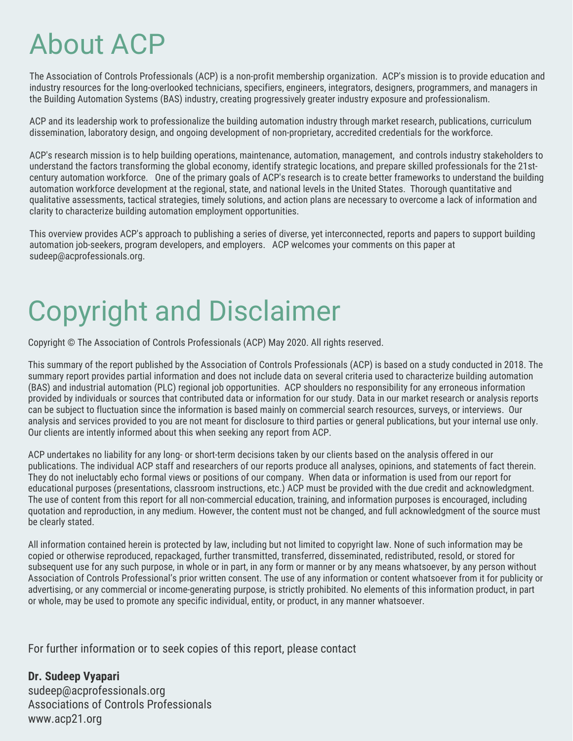# About ACP

The Association of Controls Professionals (ACP) is a non-profit membership organization. ACP's mission is to provide education and industry resources for the long-overlooked technicians, specifiers, engineers, integrators, designers, programmers, and managers in the Building Automation Systems (BAS) industry, creating progressively greater industry exposure and professionalism.

ACP and its leadership work to professionalize the building automation industry through market research, publications, curriculum dissemination, laboratory design, and ongoing development of non-proprietary, accredited credentials for the workforce.

ACP's research mission is to help building operations, maintenance, automation, management, and controls industry stakeholders to understand the factors transforming the global economy, identify strategic locations, and prepare skilled professionals for the 21st-century automation workforce. One of the primary goals of ACP's research is to create better frameworks to understand the building automation workforce development at the regional, state, and national levels in the United States. Thorough quantitative and qualitative assessments, tactical strategies, timely solutions, and action plans are necessary to overcome a lack of information and clarity to characterize building automation employment opportunities.

This overview provides ACP's approach to publishing a series of diverse, yet interconnected, reports and papers to support building automation job-seekers, program developers, and employers. ACP welcomes your comments on this paper at sudeep@acprofessionals.org.

# Copyright and Disclaimer

Copyright © The Association of Controls Professionals (ACP) May 2020. All rights reserved.

This summary of the report published by the Association of Controls Professionals (ACP) is based on a study conducted in 2018. The summary report provides partial information and does not include data on several criteria used to characterize building automation (BAS) and industrial automation (PLC) regional job opportunities. ACP shoulders no responsibility for any erroneous information provided by individuals or sources that contributed data or information for our study. Data in our market research or analysis reports can be subject to fluctuation since the information is based mainly on commercial search resources, surveys, or interviews. Our analysis and services provided to you are not meant for disclosure to third parties or general publications, but your internal use only. Our clients are intently informed about this when seeking any report from ACP.

ACP undertakes no liability for any long- or short-term decisions taken by our clients based on the analysis offered in our publications. The individual ACP staff and researchers of our reports produce all analyses, opinions, and statements of fact therein. They do not ineluctably echo formal views or positions of our company. When data or information is used from our report for educational purposes (presentations, classroom instructions, etc.) ACP must be provided with the due credit and acknowledgment. The use of content from this report for all non-commercial education, training, and information purposes is encouraged, including quotation and reproduction, in any medium. However, the content must not be changed, and full acknowledgment of the source must be clearly stated.

All information contained herein is protected by law, including but not limited to copyright law. None of such information may be copied or otherwise reproduced, repackaged, further transmitted, transferred, disseminated, redistributed, resold, or stored for subsequent use for any such purpose, in whole or in part, in any form or manner or by any means whatsoever, by any person without Association of Controls Professional's prior written consent. The use of any information or content whatsoever from it for publicity or advertising, or any commercial or income-generating purpose, is strictly prohibited. No elements of this information product, in part or whole, may be used to promote any specific individual, entity, or product, in any manner whatsoever.

For further information or to seek copies of this report, please contact

**Dr. Sudeep Vyapari**
sudeep@acprofessionals.org
Associations of Controls Professionals
www.acp21.org